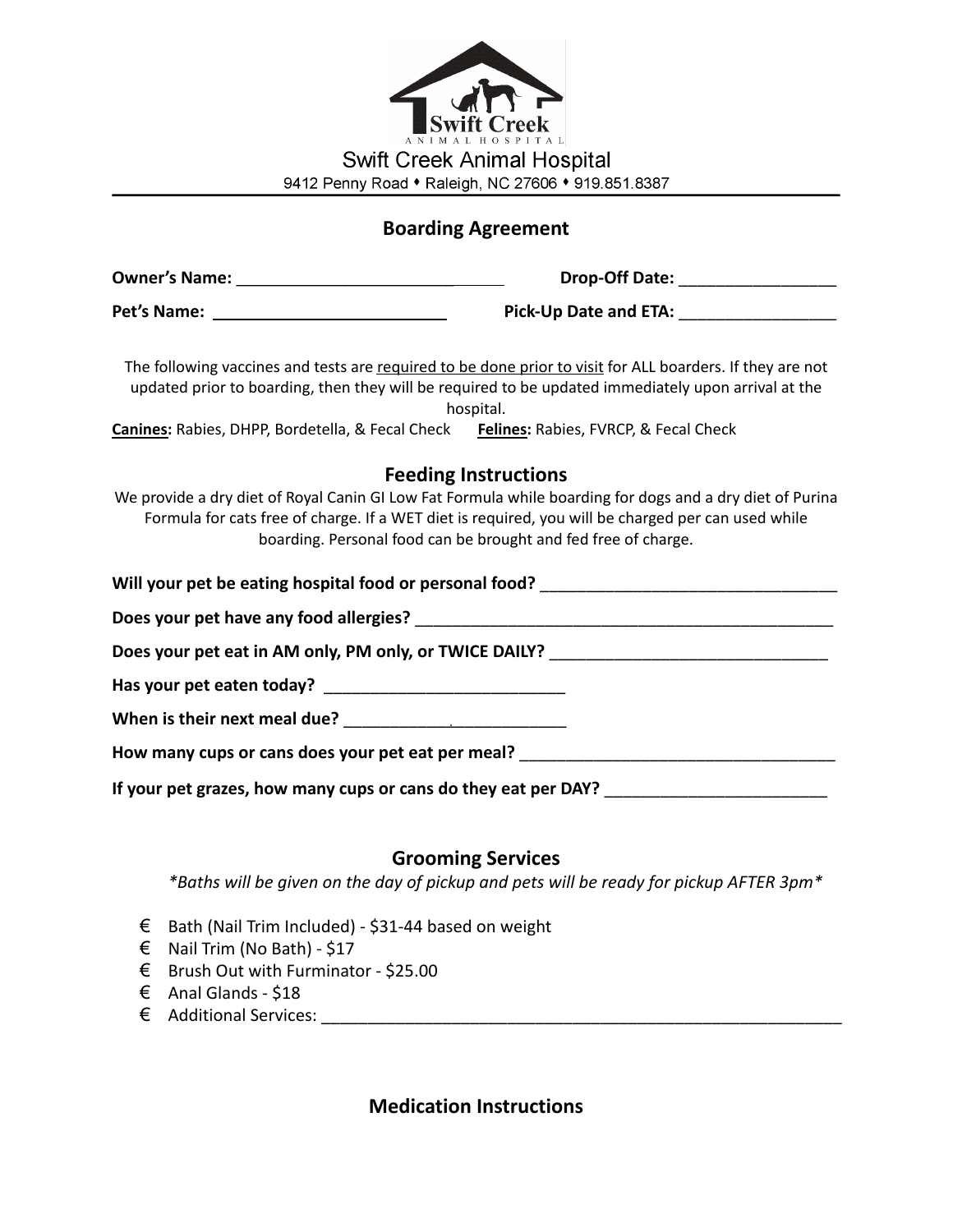Swift Creek Animal Hospital

9412 Penny Road • Raleigh, NC 27606 • 919.851.8387

## Boarding Agreement

**Owner's Name:** ____________________________ **Drop-Off Date:** __________________

**Pet's Name:** ____________________________ **Pick-Up Date and ETA:** __________________

The following vaccines and tests are <u>required to be done prior to visit</u> for ALL boarders. If they are not updated prior to boarding, then they will be required to be updated immediately upon arrival at the hospital.

**<u>Canines</u>:** Rabies, DHPP, Bordetella, & Fecal Check **<u>Felines</u>:** Rabies, FVRCP, & Fecal Check

## Feeding Instructions

We provide a dry diet of Royal Canin GI Low Fat Formula while boarding for dogs and a dry diet of Purina Formula for cats free of charge. If a WET diet is required, you will be charged per can used while boarding. Personal food can be brought and fed free of charge.

**Will your pet be eating hospital food or personal food?** __________________________________

**Does your pet have any food allergies?** __________________________________________________

**Does your pet eat in AM only, PM only, or TWICE DAILY?** ________________________________

**Has your pet eaten today?** ____________________________

**When is their next meal due?** ____________________________

**How many cups or cans does your pet eat per meal?** ____________________________________

**If your pet grazes, how many cups or cans do they eat per DAY?** __________________________

## Grooming Services

*\*Baths will be given on the day of pickup and pets will be ready for pickup AFTER 3pm\**

- € Bath (Nail Trim Included) - $31-44 based on weight
- € Nail Trim (No Bath) - $17
- € Brush Out with Furminator - $25.00
- € Anal Glands - $18
- € Additional Services: ____________________________________________________________

## Medication Instructions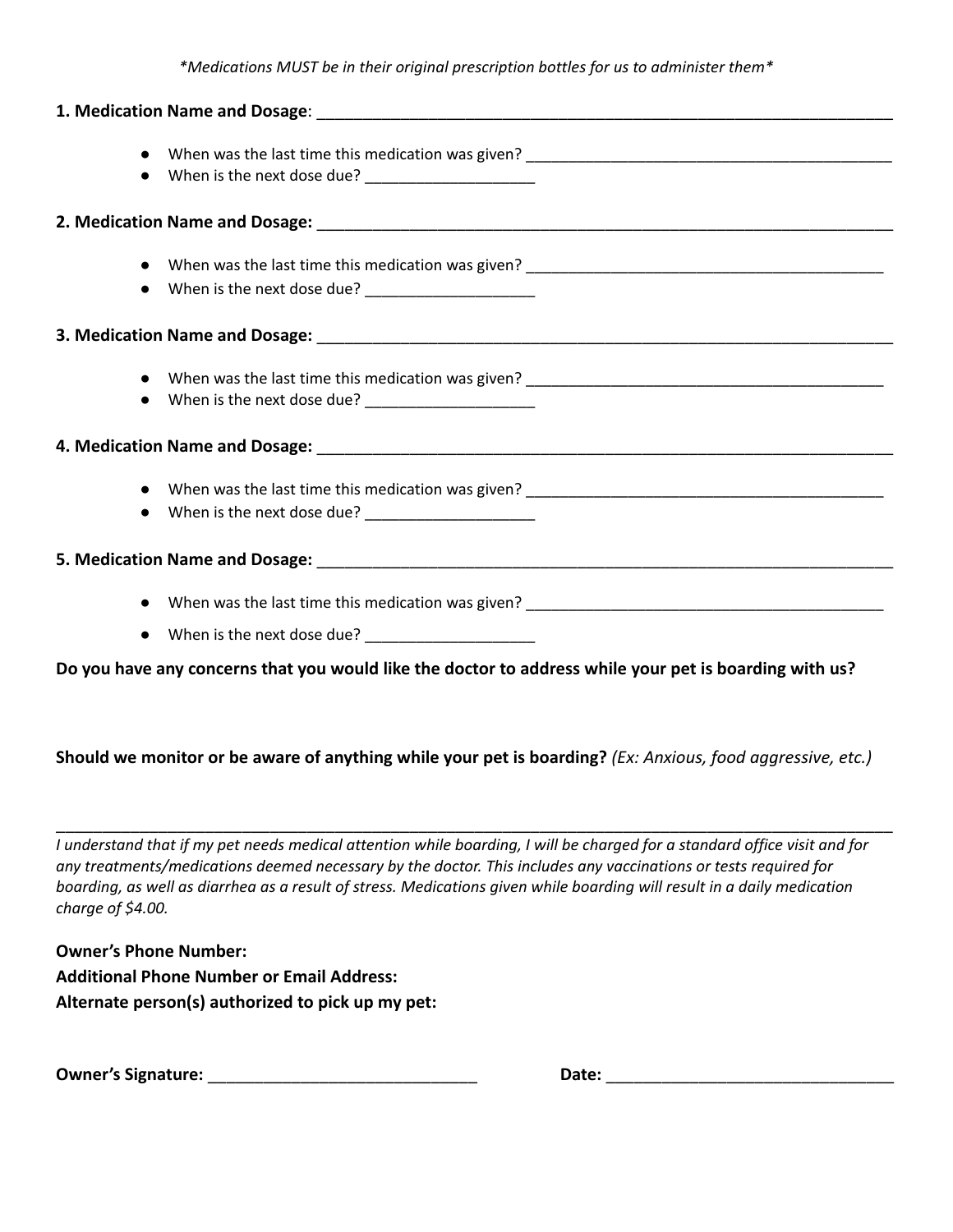*\*Medications MUST be in their original prescription bottles for us to administer them\**

**1. Medication Name and Dosage**: ____________________________________________________________________

- When was the last time this medication was given? __________________________________________
- When is the next dose due? ___________________

**2. Medication Name and Dosage:** ____________________________________________________________________

- When was the last time this medication was given? __________________________________________
- When is the next dose due? ___________________

**3. Medication Name and Dosage:** ____________________________________________________________________

- When was the last time this medication was given? __________________________________________
- When is the next dose due? ___________________

**4. Medication Name and Dosage:** ____________________________________________________________________

- When was the last time this medication was given? __________________________________________
- When is the next dose due? ___________________

**5. Medication Name and Dosage:** ____________________________________________________________________

- When was the last time this medication was given? __________________________________________
- When is the next dose due? ___________________

**Do you have any concerns that you would like the doctor to address while your pet is boarding with us?**

**Should we monitor or be aware of anything while your pet is boarding?** *(Ex: Anxious, food aggressive, etc.)*

____________________________________________________________________________________________

*I understand that if my pet needs medical attention while boarding, I will be charged for a standard office visit and for any treatments/medications deemed necessary by the doctor. This includes any vaccinations or tests required for boarding, as well as diarrhea as a result of stress. Medications given while boarding will result in a daily medication charge of $4.00.*

**Owner's Phone Number:**

**Additional Phone Number or Email Address:**

**Alternate person(s) authorized to pick up my pet:**

**Owner's Signature:** ______________________________ **Date:** ________________________________